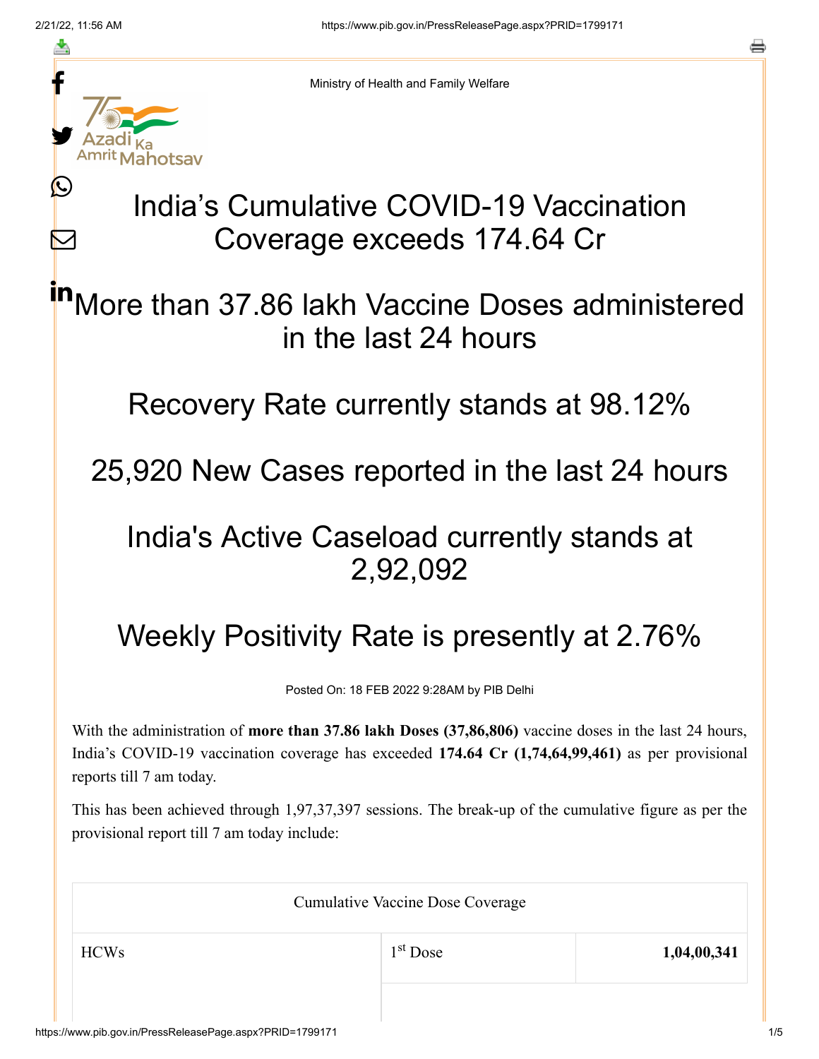Ministry of Health and Family Welfare

# India's Cumulative COVID-19 Vaccination Coverage exceeds 174.64 Cr

## More than 37.86 lakh Vaccine Doses administered in the last 24 hours

## Recovery Rate currently stands at 98.12%

## 25,920 New Cases reported in the last 24 hours

## India's Active Caseload currently stands at 2,92,092

## Weekly Positivity Rate is presently at 2.76%

Posted On: 18 FEB 2022 9:28AM by PIB Delhi

With the administration of **more than 37.86 lakh Doses (37,86,806)** vaccine doses in the last 24 hours, India's COVID-19 vaccination coverage has exceeded **174.64 Cr (1,74,64,99,461)** as per provisional reports till 7 am today.

This has been achieved through 1,97,37,397 sessions. The break-up of the cumulative figure as per the provisional report till 7 am today include:

| Cumulative Vaccine Dose Coverage | | |
|---|---|---|
| HCWs | 1st Dose | **1,04,00,341** |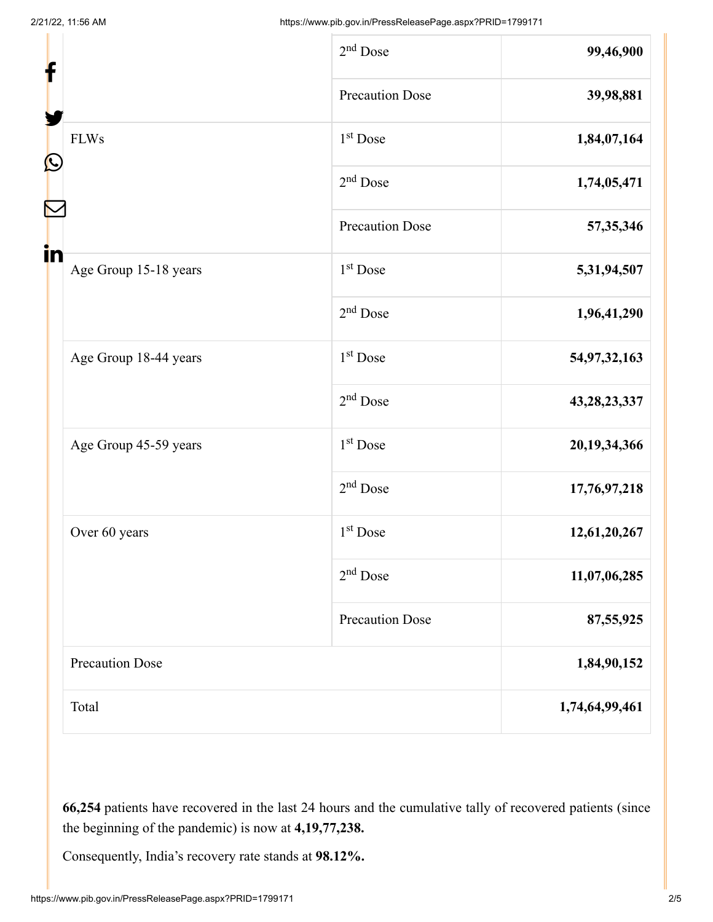| | | |
|---|---|---|
| | 2nd Dose | **99,46,900** |
| | Precaution Dose | **39,98,881** |
| FLWs | 1st Dose | **1,84,07,164** |
| | 2nd Dose | **1,74,05,471** |
| | Precaution Dose | **57,35,346** |
| Age Group 15-18 years | 1st Dose | **5,31,94,507** |
| | 2nd Dose | **1,96,41,290** |
| Age Group 18-44 years | 1st Dose | **54,97,32,163** |
| | 2nd Dose | **43,28,23,337** |
| Age Group 45-59 years | 1st Dose | **20,19,34,366** |
| | 2nd Dose | **17,76,97,218** |
| Over 60 years | 1st Dose | **12,61,20,267** |
| | 2nd Dose | **11,07,06,285** |
| | Precaution Dose | **87,55,925** |
| Precaution Dose | | **1,84,90,152** |
| Total | | **1,74,64,99,461** |

**66,254** patients have recovered in the last 24 hours and the cumulative tally of recovered patients (since the beginning of the pandemic) is now at **4,19,77,238.**

Consequently, India's recovery rate stands at **98.12%.**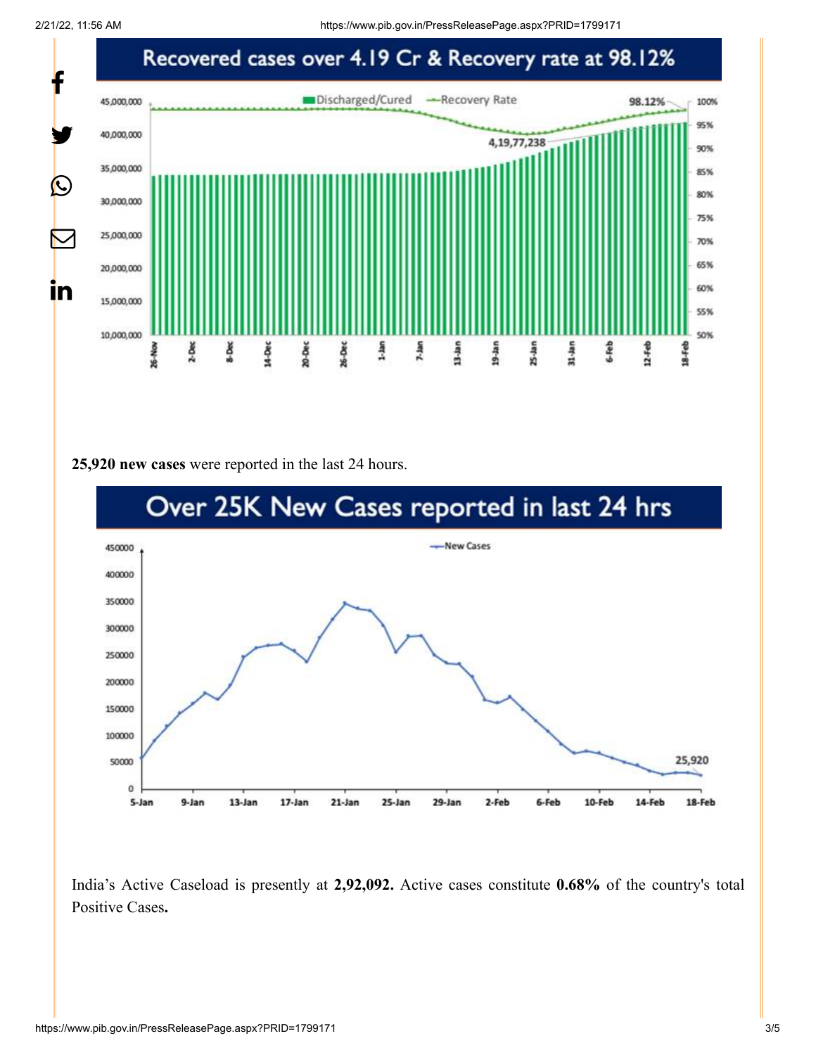## Recovered cases over 4.19 Cr & Recovery rate at 98.12%

**25,920 new cases** were reported in the last 24 hours.

## Over 25K New Cases reported in last 24 hrs

India's Active Caseload is presently at **2,92,092.** Active cases constitute **0.68%** of the country's total Positive Cases**.**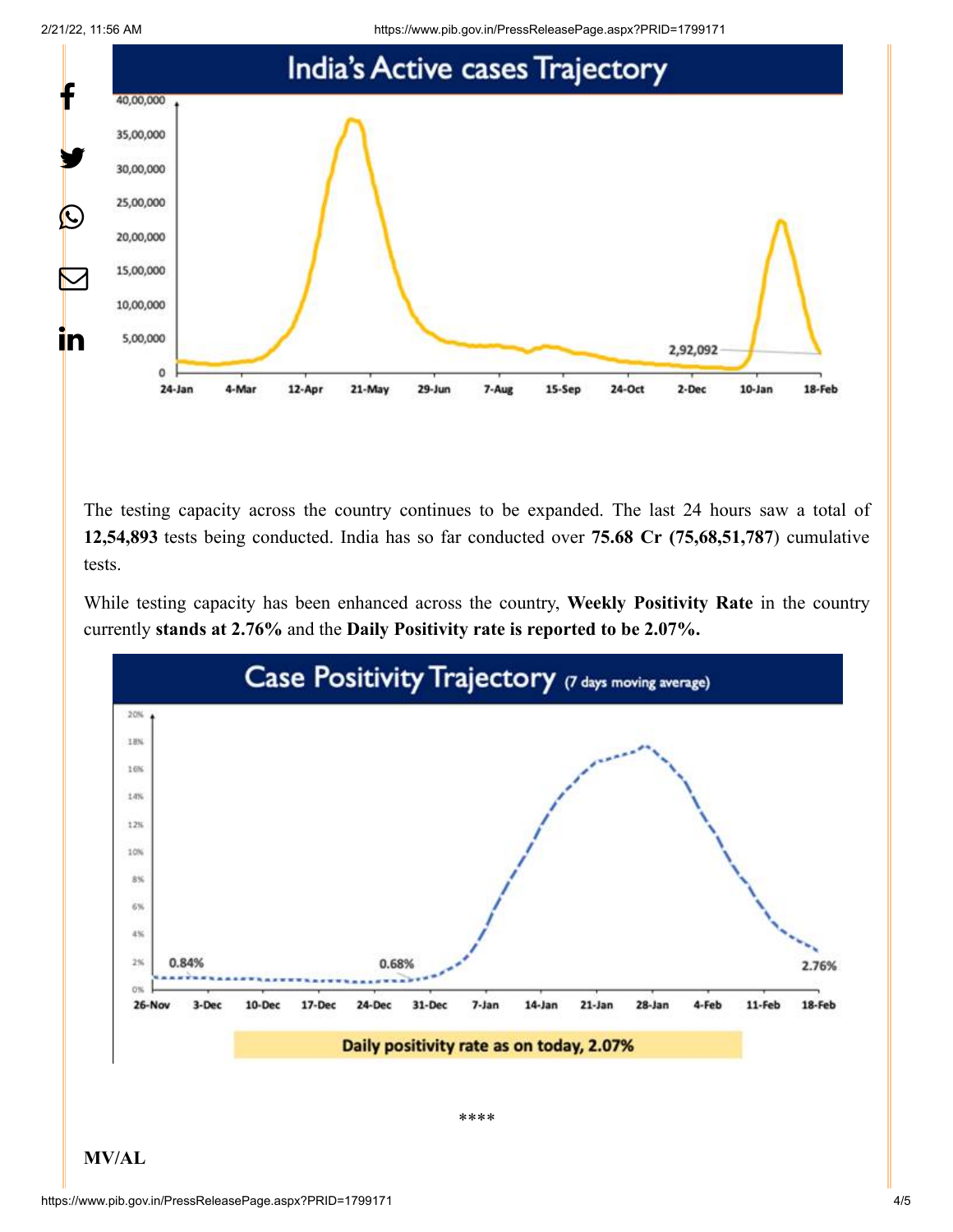The testing capacity across the country continues to be expanded. The last 24 hours saw a total of **12,54,893** tests being conducted. India has so far conducted over **75.68 Cr (75,68,51,787**) cumulative tests.

While testing capacity has been enhanced across the country, **Weekly Positivity Rate** in the country currently **stands at 2.76%** and the **Daily Positivity rate is reported to be 2.07%.**

\*\*\*\*

**MV/AL**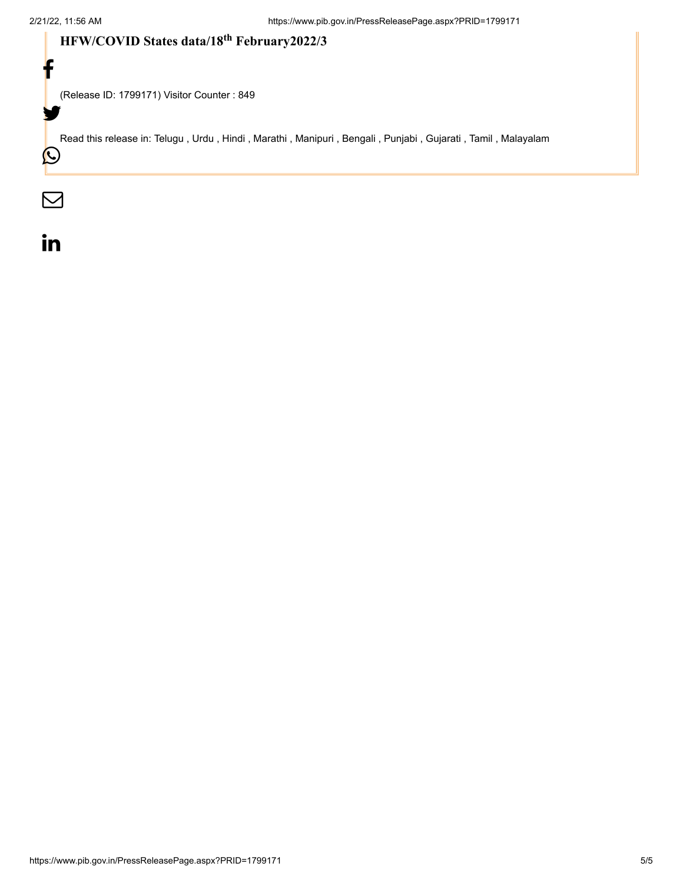**HFW/COVID States data/18th February2022/3**

(Release ID: 1799171) Visitor Counter : 849

Read this release in: Telugu , Urdu , Hindi , Marathi , Manipuri , Bengali , Punjabi , Gujarati , Tamil , Malayalam